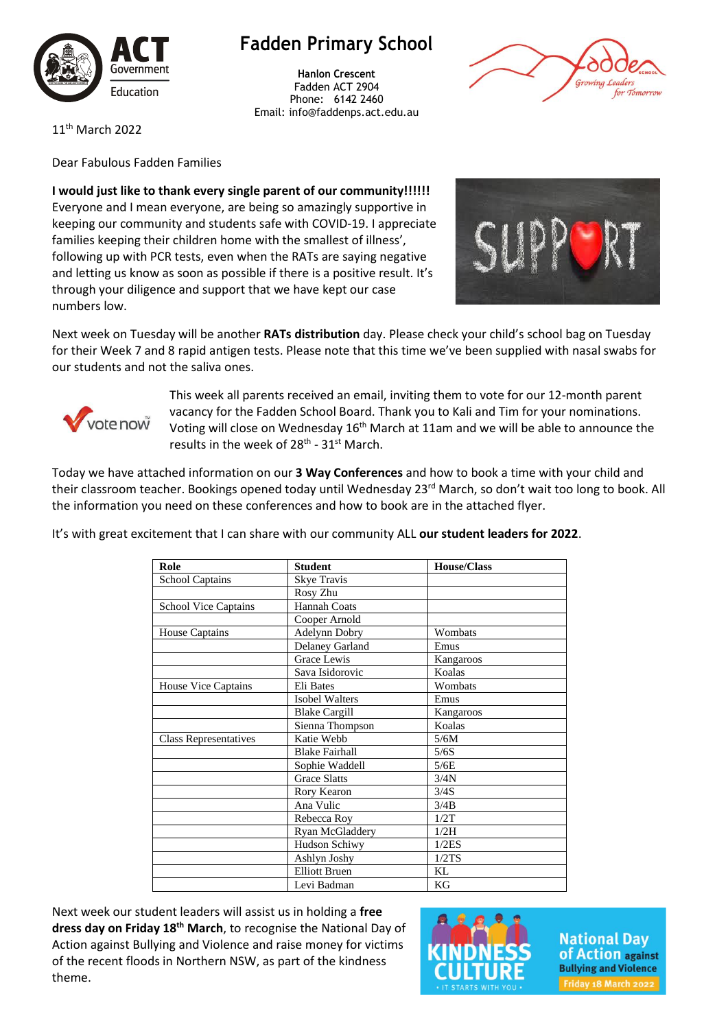# Fadden Primary School

**Hanlon Crescent**
Fadden ACT 2904
Phone: 6142 2460
Email: info@faddenps.act.edu.au

11th March 2022

Dear Fabulous Fadden Families

**I would just like to thank every single parent of our community!!!!!!** Everyone and I mean everyone, are being so amazingly supportive in keeping our community and students safe with COVID-19. I appreciate families keeping their children home with the smallest of illness', following up with PCR tests, even when the RATs are saying negative and letting us know as soon as possible if there is a positive result. It's through your diligence and support that we have kept our case numbers low.

Next week on Tuesday will be another **RATs distribution** day. Please check your child's school bag on Tuesday for their Week 7 and 8 rapid antigen tests. Please note that this time we've been supplied with nasal swabs for our students and not the saliva ones.

This week all parents received an email, inviting them to vote for our 12-month parent vacancy for the Fadden School Board. Thank you to Kali and Tim for your nominations. Voting will close on Wednesday 16th March at 11am and we will be able to announce the results in the week of 28th - 31st March.

Today we have attached information on our **3 Way Conferences** and how to book a time with your child and their classroom teacher. Bookings opened today until Wednesday 23rd March, so don't wait too long to book. All the information you need on these conferences and how to book are in the attached flyer.

It's with great excitement that I can share with our community ALL **our student leaders for 2022**.

| Role | Student | House/Class |
|---|---|---|
| School Captains | Skye Travis | |
| | Rosy Zhu | |
| School Vice Captains | Hannah Coats | |
| | Cooper Arnold | |
| House Captains | Adelynn Dobry | Wombats |
| | Delaney Garland | Emus |
| | Grace Lewis | Kangaroos |
| | Sava Isidorovic | Koalas |
| House Vice Captains | Eli Bates | Wombats |
| | Isobel Walters | Emus |
| | Blake Cargill | Kangaroos |
| | Sienna Thompson | Koalas |
| Class Representatives | Katie Webb | 5/6M |
| | Blake Fairhall | 5/6S |
| | Sophie Waddell | 5/6E |
| | Grace Slatts | 3/4N |
| | Rory Kearon | 3/4S |
| | Ana Vulic | 3/4B |
| | Rebecca Roy | 1/2T |
| | Ryan McGladdery | 1/2H |
| | Hudson Schiwy | 1/2ES |
| | Ashlyn Joshy | 1/2TS |
| | Elliott Bruen | KL |
| | Levi Badman | KG |

Next week our student leaders will assist us in holding a **free dress day on Friday 18th March**, to recognise the National Day of Action against Bullying and Violence and raise money for victims of the recent floods in Northern NSW, as part of the kindness theme.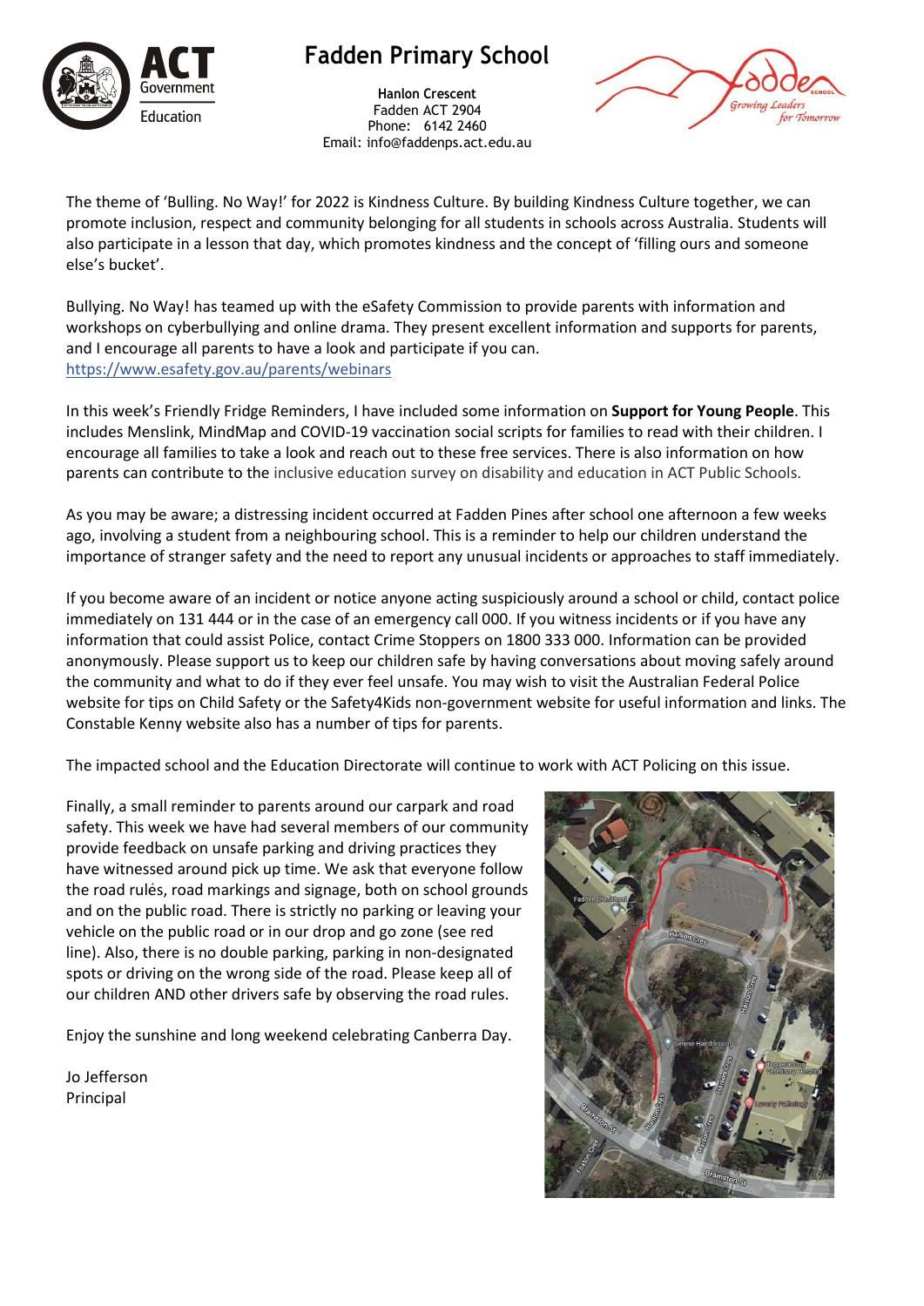# Fadden Primary School

**Hanlon Crescent**
Fadden ACT 2904
Phone: 6142 2460
Email: info@faddenps.act.edu.au

The theme of 'Bulling. No Way!' for 2022 is Kindness Culture. By building Kindness Culture together, we can promote inclusion, respect and community belonging for all students in schools across Australia. Students will also participate in a lesson that day, which promotes kindness and the concept of 'filling ours and someone else's bucket'.

Bullying. No Way! has teamed up with the eSafety Commission to provide parents with information and workshops on cyberbullying and online drama. They present excellent information and supports for parents, and I encourage all parents to have a look and participate if you can.
https://www.esafety.gov.au/parents/webinars

In this week's Friendly Fridge Reminders, I have included some information on **Support for Young People**. This includes Menslink, MindMap and COVID-19 vaccination social scripts for families to read with their children. I encourage all families to take a look and reach out to these free services. There is also information on how parents can contribute to the inclusive education survey on disability and education in ACT Public Schools.

As you may be aware; a distressing incident occurred at Fadden Pines after school one afternoon a few weeks ago, involving a student from a neighbouring school. This is a reminder to help our children understand the importance of stranger safety and the need to report any unusual incidents or approaches to staff immediately.

If you become aware of an incident or notice anyone acting suspiciously around a school or child, contact police immediately on 131 444 or in the case of an emergency call 000. If you witness incidents or if you have any information that could assist Police, contact Crime Stoppers on 1800 333 000. Information can be provided anonymously. Please support us to keep our children safe by having conversations about moving safely around the community and what to do if they ever feel unsafe. You may wish to visit the Australian Federal Police website for tips on Child Safety or the Safety4Kids non-government website for useful information and links. The Constable Kenny website also has a number of tips for parents.

The impacted school and the Education Directorate will continue to work with ACT Policing on this issue.

Finally, a small reminder to parents around our carpark and road safety. This week we have had several members of our community provide feedback on unsafe parking and driving practices they have witnessed around pick up time. We ask that everyone follow the road rules, road markings and signage, both on school grounds and on the public road. There is strictly no parking or leaving your vehicle on the public road or in our drop and go zone (see red line). Also, there is no double parking, parking in non-designated spots or driving on the wrong side of the road. Please keep all of our children AND other drivers safe by observing the road rules.

Enjoy the sunshine and long weekend celebrating Canberra Day.

Jo Jefferson
Principal